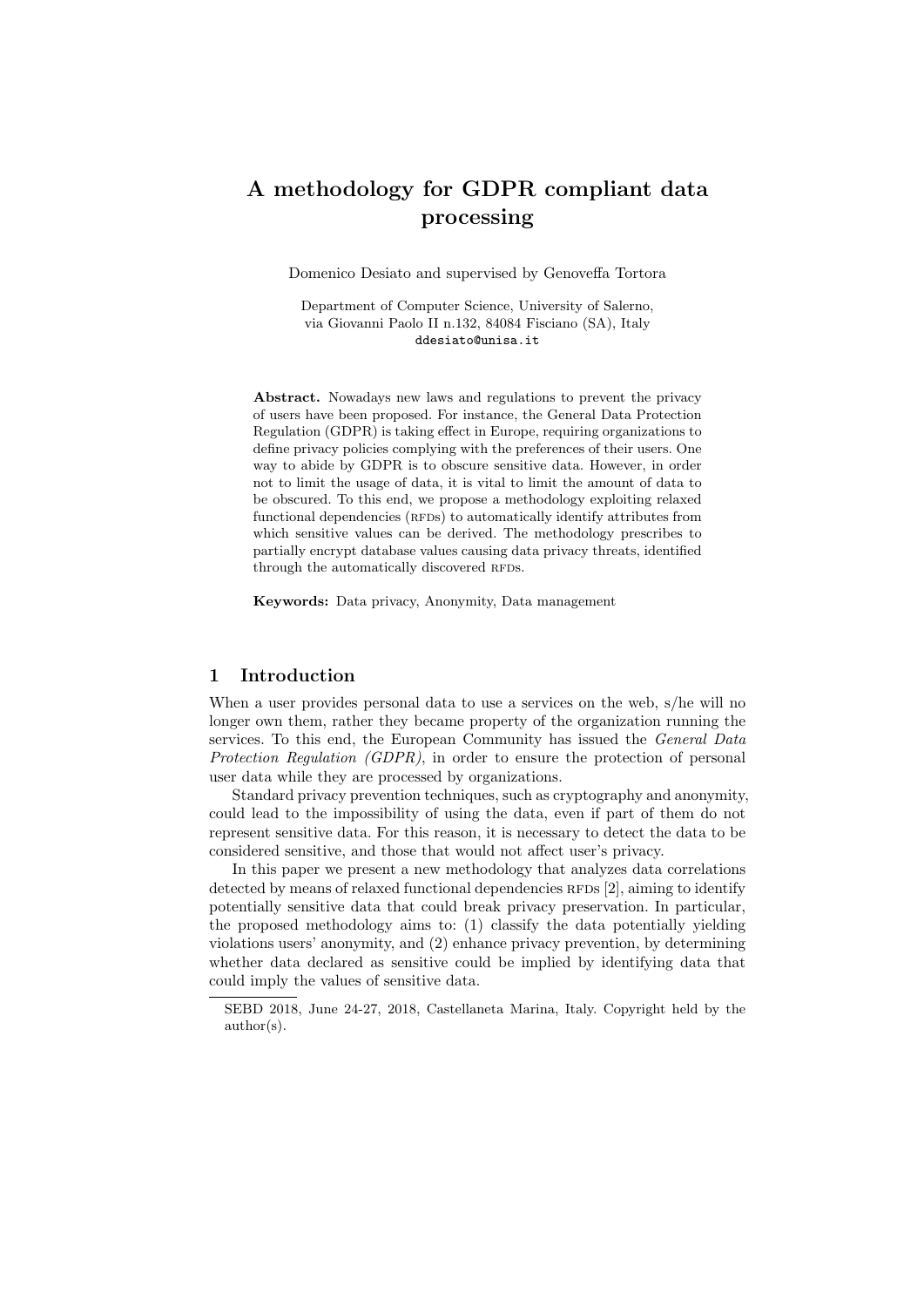# A methodology for GDPR compliant data processing

Domenico Desiato and supervised by Genoveffa Tortora

Department of Computer Science, University of Salerno,
via Giovanni Paolo II n.132, 84084 Fisciano (SA), Italy
ddesiato@unisa.it

**Abstract.** Nowadays new laws and regulations to prevent the privacy of users have been proposed. For instance, the General Data Protection Regulation (GDPR) is taking effect in Europe, requiring organizations to define privacy policies complying with the preferences of their users. One way to abide by GDPR is to obscure sensitive data. However, in order not to limit the usage of data, it is vital to limit the amount of data to be obscured. To this end, we propose a methodology exploiting relaxed functional dependencies (RFDs) to automatically identify attributes from which sensitive values can be derived. The methodology prescribes to partially encrypt database values causing data privacy threats, identified through the automatically discovered RFDs.

**Keywords:** Data privacy, Anonymity, Data management

## 1 Introduction

When a user provides personal data to use a services on the web, s/he will no longer own them, rather they became property of the organization running the services. To this end, the European Community has issued the *General Data Protection Regulation (GDPR)*, in order to ensure the protection of personal user data while they are processed by organizations.

Standard privacy prevention techniques, such as cryptography and anonymity, could lead to the impossibility of using the data, even if part of them do not represent sensitive data. For this reason, it is necessary to detect the data to be considered sensitive, and those that would not affect user's privacy.

In this paper we present a new methodology that analyzes data correlations detected by means of relaxed functional dependencies RFDs [2], aiming to identify potentially sensitive data that could break privacy preservation. In particular, the proposed methodology aims to: (1) classify the data potentially yielding violations users' anonymity, and (2) enhance privacy prevention, by determining whether data declared as sensitive could be implied by identifying data that could imply the values of sensitive data.

SEBD 2018, June 24-27, 2018, Castellaneta Marina, Italy. Copyright held by the author(s).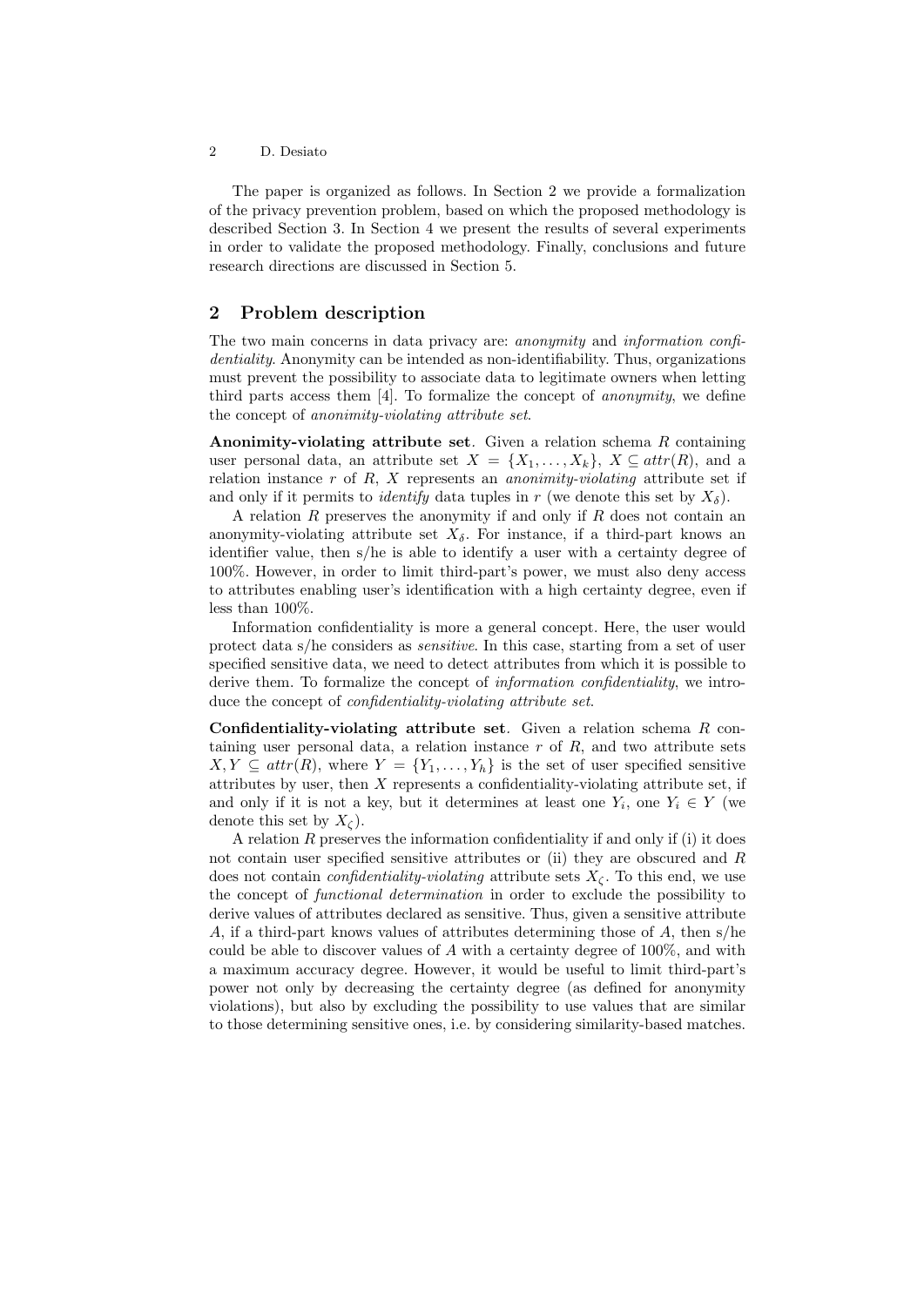The paper is organized as follows. In Section 2 we provide a formalization of the privacy prevention problem, based on which the proposed methodology is described Section 3. In Section 4 we present the results of several experiments in order to validate the proposed methodology. Finally, conclusions and future research directions are discussed in Section 5.

## 2 Problem description

The two main concerns in data privacy are: *anonymity* and *information confidentiality*. Anonymity can be intended as non-identifiability. Thus, organizations must prevent the possibility to associate data to legitimate owners when letting third parts access them [4]. To formalize the concept of *anonymity*, we define the concept of *anonimity-violating attribute set*.

**Anonimity-violating attribute set**. Given a relation schema $R$ containing user personal data, an attribute set $X = \{X_1, \ldots, X_k\}$, $X \subseteq attr(R)$, and a relation instance $r$ of $R$, $X$ represents an *anonimity-violating* attribute set if and only if it permits to *identify* data tuples in $r$ (we denote this set by $X_\delta$).

A relation $R$ preserves the anonymity if and only if $R$ does not contain an anonymity-violating attribute set $X_\delta$. For instance, if a third-part knows an identifier value, then s/he is able to identify a user with a certainty degree of 100%. However, in order to limit third-part's power, we must also deny access to attributes enabling user's identification with a high certainty degree, even if less than 100%.

Information confidentiality is more a general concept. Here, the user would protect data s/he considers as *sensitive*. In this case, starting from a set of user specified sensitive data, we need to detect attributes from which it is possible to derive them. To formalize the concept of *information confidentiality*, we introduce the concept of *confidentiality-violating attribute set*.

**Confidentiality-violating attribute set**. Given a relation schema $R$ containing user personal data, a relation instance $r$ of $R$, and two attribute sets $X, Y \subseteq attr(R)$, where $Y = \{Y_1, \ldots, Y_h\}$ is the set of user specified sensitive attributes by user, then $X$ represents a confidentiality-violating attribute set, if and only if it is not a key, but it determines at least one $Y_i$, one $Y_i \in Y$ (we denote this set by $X_\varsigma$).

A relation $R$ preserves the information confidentiality if and only if (i) it does not contain user specified sensitive attributes or (ii) they are obscured and $R$ does not contain *confidentiality-violating* attribute sets $X_\varsigma$. To this end, we use the concept of *functional determination* in order to exclude the possibility to derive values of attributes declared as sensitive. Thus, given a sensitive attribute $A$, if a third-part knows values of attributes determining those of $A$, then s/he could be able to discover values of $A$ with a certainty degree of 100%, and with a maximum accuracy degree. However, it would be useful to limit third-part's power not only by decreasing the certainty degree (as defined for anonymity violations), but also by excluding the possibility to use values that are similar to those determining sensitive ones, i.e. by considering similarity-based matches.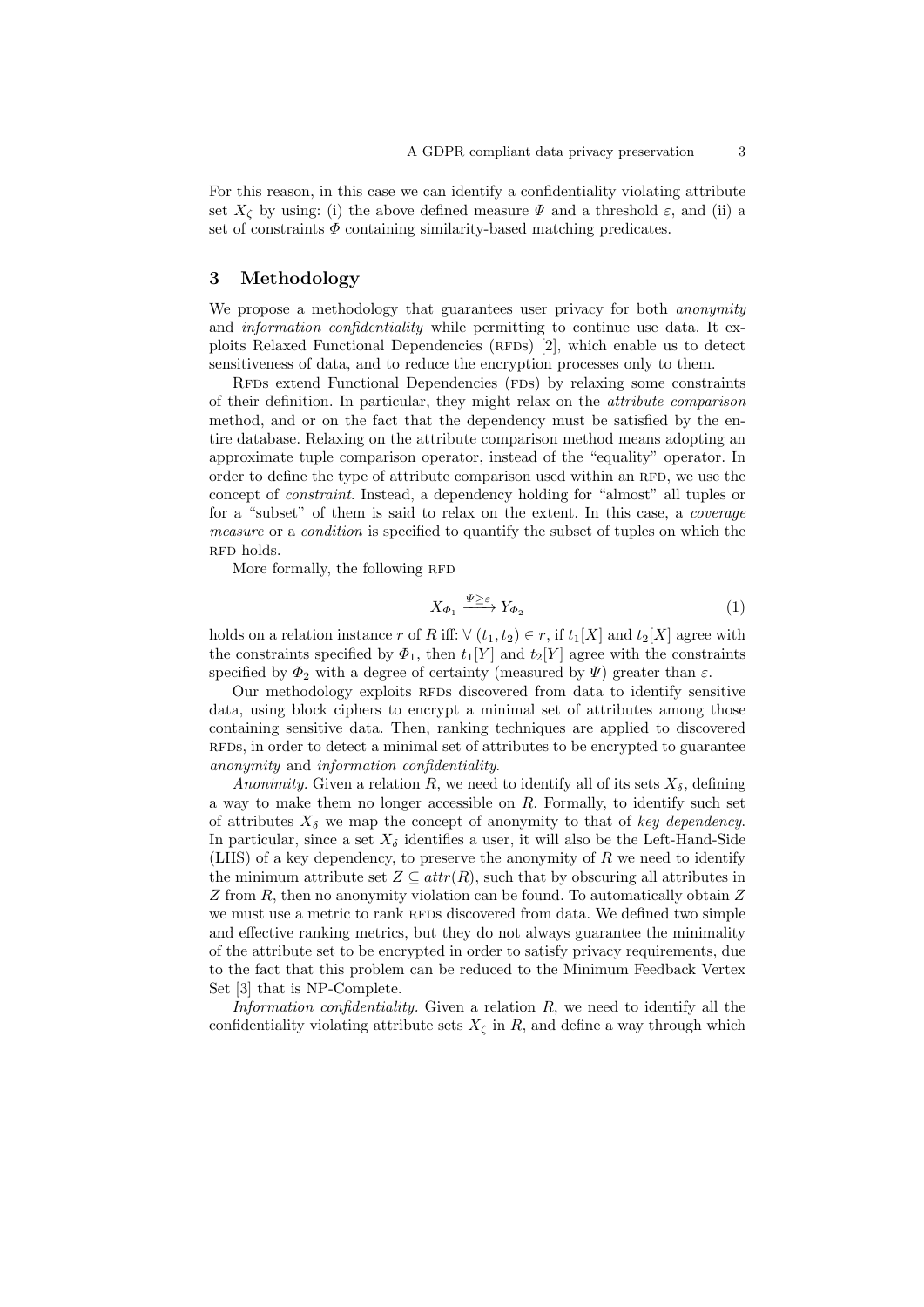For this reason, in this case we can identify a confidentiality violating attribute set $X_\zeta$ by using: (i) the above defined measure $\Psi$ and a threshold $\varepsilon$, and (ii) a set of constraints $\Phi$ containing similarity-based matching predicates.

## 3 Methodology

We propose a methodology that guarantees user privacy for both *anonymity* and *information confidentiality* while permitting to continue use data. It exploits Relaxed Functional Dependencies (RFDs) [2], which enable us to detect sensitiveness of data, and to reduce the encryption processes only to them.

RFDs extend Functional Dependencies (FDs) by relaxing some constraints of their definition. In particular, they might relax on the *attribute comparison* method, and or on the fact that the dependency must be satisfied by the entire database. Relaxing on the attribute comparison method means adopting an approximate tuple comparison operator, instead of the "equality" operator. In order to define the type of attribute comparison used within an RFD, we use the concept of *constraint*. Instead, a dependency holding for "almost" all tuples or for a "subset" of them is said to relax on the extent. In this case, a *coverage measure* or a *condition* is specified to quantify the subset of tuples on which the RFD holds.

More formally, the following RFD

$$X_{\Phi_1} \xrightarrow{\Psi \geq \varepsilon} Y_{\Phi_2} \tag{1}$$

holds on a relation instance $r$ of $R$ iff: $\forall\ (t_1, t_2) \in r$, if $t_1[X]$ and $t_2[X]$ agree with the constraints specified by $\Phi_1$, then $t_1[Y]$ and $t_2[Y]$ agree with the constraints specified by $\Phi_2$ with a degree of certainty (measured by $\Psi$) greater than $\varepsilon$.

Our methodology exploits RFDs discovered from data to identify sensitive data, using block ciphers to encrypt a minimal set of attributes among those containing sensitive data. Then, ranking techniques are applied to discovered RFDs, in order to detect a minimal set of attributes to be encrypted to guarantee *anonymity* and *information confidentiality*.

*Anonimity.* Given a relation $R$, we need to identify all of its sets $X_\delta$, defining a way to make them no longer accessible on $R$. Formally, to identify such set of attributes $X_\delta$ we map the concept of anonymity to that of *key dependency*. In particular, since a set $X_\delta$ identifies a user, it will also be the Left-Hand-Side (LHS) of a key dependency, to preserve the anonymity of $R$ we need to identify the minimum attribute set $Z \subseteq attr(R)$, such that by obscuring all attributes in $Z$ from $R$, then no anonymity violation can be found. To automatically obtain $Z$ we must use a metric to rank RFDs discovered from data. We defined two simple and effective ranking metrics, but they do not always guarantee the minimality of the attribute set to be encrypted in order to satisfy privacy requirements, due to the fact that this problem can be reduced to the Minimum Feedback Vertex Set [3] that is NP-Complete.

*Information confidentiality.* Given a relation $R$, we need to identify all the confidentiality violating attribute sets $X_\zeta$ in $R$, and define a way through which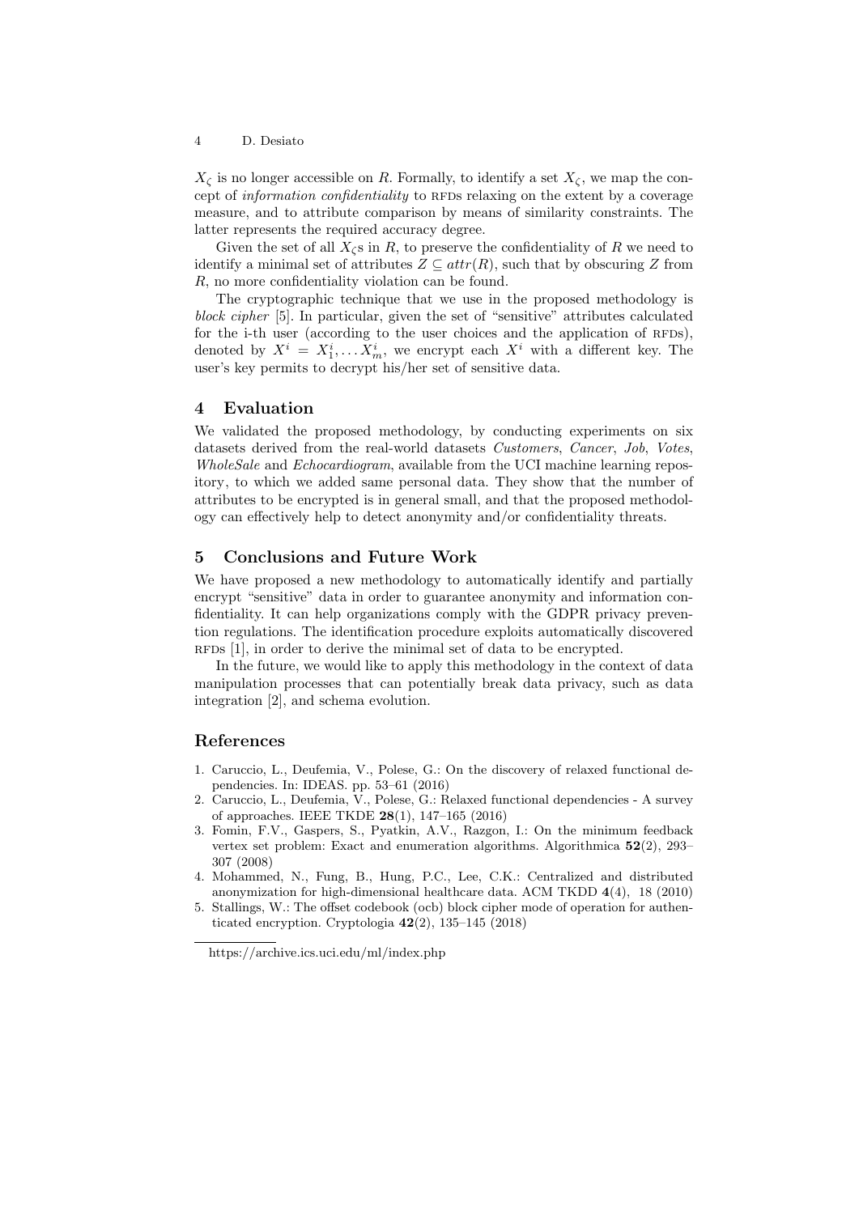$X_\zeta$ is no longer accessible on $R$. Formally, to identify a set $X_\zeta$, we map the concept of *information confidentiality* to RFDs relaxing on the extent by a coverage measure, and to attribute comparison by means of similarity constraints. The latter represents the required accuracy degree.

Given the set of all $X_\zeta$s in $R$, to preserve the confidentiality of $R$ we need to identify a minimal set of attributes $Z \subseteq attr(R)$, such that by obscuring $Z$ from $R$, no more confidentiality violation can be found.

The cryptographic technique that we use in the proposed methodology is *block cipher* [5]. In particular, given the set of "sensitive" attributes calculated for the i-th user (according to the user choices and the application of RFDs), denoted by $X^i = X_1^i, \ldots X_m^i$, we encrypt each $X^i$ with a different key. The user's key permits to decrypt his/her set of sensitive data.

## 4 Evaluation

We validated the proposed methodology, by conducting experiments on six datasets derived from the real-world datasets *Customers*, *Cancer*, *Job*, *Votes*, *WholeSale* and *Echocardiogram*, available from the UCI machine learning repository, to which we added same personal data. They show that the number of attributes to be encrypted is in general small, and that the proposed methodology can effectively help to detect anonymity and/or confidentiality threats.

## 5 Conclusions and Future Work

We have proposed a new methodology to automatically identify and partially encrypt "sensitive" data in order to guarantee anonymity and information confidentiality. It can help organizations comply with the GDPR privacy prevention regulations. The identification procedure exploits automatically discovered RFDs [1], in order to derive the minimal set of data to be encrypted.

In the future, we would like to apply this methodology in the context of data manipulation processes that can potentially break data privacy, such as data integration [2], and schema evolution.

## References

1. Caruccio, L., Deufemia, V., Polese, G.: On the discovery of relaxed functional dependencies. In: IDEAS. pp. 53–61 (2016)
2. Caruccio, L., Deufemia, V., Polese, G.: Relaxed functional dependencies - A survey of approaches. IEEE TKDE **28**(1), 147–165 (2016)
3. Fomin, F.V., Gaspers, S., Pyatkin, A.V., Razgon, I.: On the minimum feedback vertex set problem: Exact and enumeration algorithms. Algorithmica **52**(2), 293–307 (2008)
4. Mohammed, N., Fung, B., Hung, P.C., Lee, C.K.: Centralized and distributed anonymization for high-dimensional healthcare data. ACM TKDD **4**(4), 18 (2010)
5. Stallings, W.: The offset codebook (ocb) block cipher mode of operation for authenticated encryption. Cryptologia **42**(2), 135–145 (2018)

https://archive.ics.uci.edu/ml/index.php